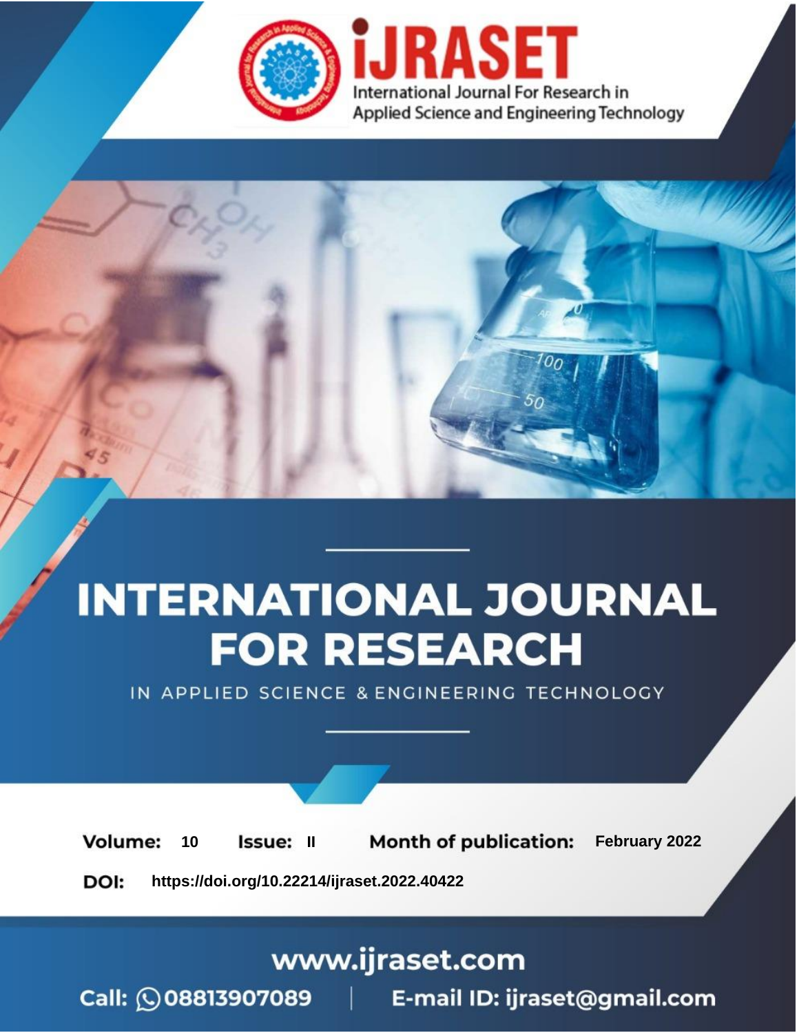iJRASET

International Journal For Research in Applied Science and Engineering Technology

# INTERNATIONAL JOURNAL FOR RESEARCH

IN APPLIED SCIENCE & ENGINEERING TECHNOLOGY

**Volume:** 10 **Issue:** II **Month of publication:** February 2022

**DOI:** https://doi.org/10.22214/ijraset.2022.40422

www.ijraset.com

Call: 08813907089 | E-mail ID: ijraset@gmail.com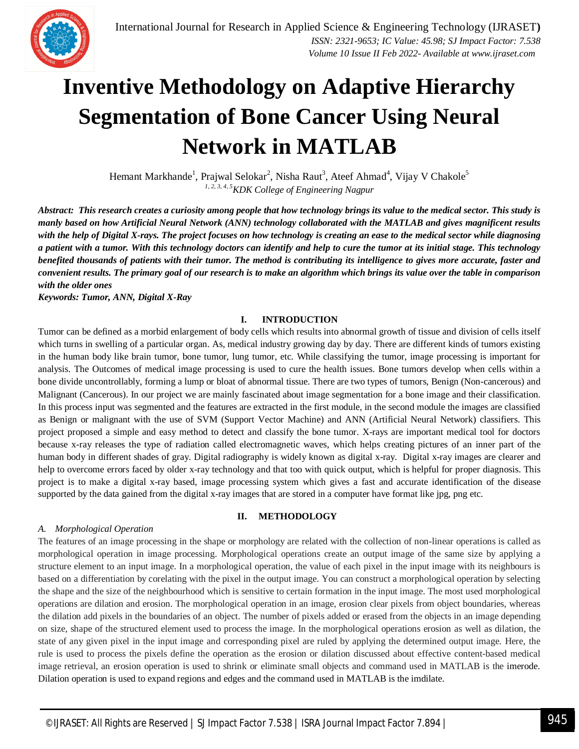# Inventive Methodology on Adaptive Hierarchy Segmentation of Bone Cancer Using Neural Network in MATLAB

Hemant Markhande[1], Prajwal Selokar[2], Nisha Raut[3], Ateef Ahmad[4], Vijay V Chakole[5]

[1, 2, 3, 4, 5]*KDK College of Engineering Nagpur*

***Abstract:** This research creates a curiosity among people that how technology brings its value to the medical sector. This study is manly based on how Artificial Neural Network (ANN) technology collaborated with the MATLAB and gives magnificent results with the help of Digital X-rays. The project focuses on how technology is creating an ease to the medical sector while diagnosing a patient with a tumor. With this technology doctors can identify and help to cure the tumor at its initial stage. This technology benefited thousands of patients with their tumor. The method is contributing its intelligence to gives more accurate, faster and convenient results. The primary goal of our research is to make an algorithm which brings its value over the table in comparison with the older ones*

***Keywords:** Tumor, ANN, Digital X-Ray*

## I. INTRODUCTION

Tumor can be defined as a morbid enlargement of body cells which results into abnormal growth of tissue and division of cells itself which turns in swelling of a particular organ. As, medical industry growing day by day. There are different kinds of tumors existing in the human body like brain tumor, bone tumor, lung tumor, etc. While classifying the tumor, image processing is important for analysis. The Outcomes of medical image processing is used to cure the health issues. Bone tumors develop when cells within a bone divide uncontrollably, forming a lump or bloat of abnormal tissue. There are two types of tumors, Benign (Non-cancerous) and Malignant (Cancerous). In our project we are mainly fascinated about image segmentation for a bone image and their classification. In this process input was segmented and the features are extracted in the first module, in the second module the images are classified as Benign or malignant with the use of SVM (Support Vector Machine) and ANN (Artificial Neural Network) classifiers. This project proposed a simple and easy method to detect and classify the bone tumor. X-rays are important medical tool for doctors because x-ray releases the type of radiation called electromagnetic waves, which helps creating pictures of an inner part of the human body in different shades of gray. Digital radiography is widely known as digital x-ray. Digital x-ray images are clearer and help to overcome errors faced by older x-ray technology and that too with quick output, which is helpful for proper diagnosis. This project is to make a digital x-ray based, image processing system which gives a fast and accurate identification of the disease supported by the data gained from the digital x-ray images that are stored in a computer have format like jpg, png etc.

## II. METHODOLOGY

### *A. Morphological Operation*

The features of an image processing in the shape or morphology are related with the collection of non-linear operations is called as morphological operation in image processing. Morphological operations create an output image of the same size by applying a structure element to an input image. In a morphological operation, the value of each pixel in the input image with its neighbours is based on a differentiation by corelating with the pixel in the output image. You can construct a morphological operation by selecting the shape and the size of the neighbourhood which is sensitive to certain formation in the input image. The most used morphological operations are dilation and erosion. The morphological operation in an image, erosion clear pixels from object boundaries, whereas the dilation add pixels in the boundaries of an object. The number of pixels added or erased from the objects in an image depending on size, shape of the structured element used to process the image. In the morphological operations erosion as well as dilation, the state of any given pixel in the input image and corresponding pixel are ruled by applying the determined output image. Here, the rule is used to process the pixels define the operation as the erosion or dilation discussed about effective content-based medical image retrieval, an erosion operation is used to shrink or eliminate small objects and command used in MATLAB is the imerode. Dilation operation is used to expand regions and edges and the command used in MATLAB is the imdilate.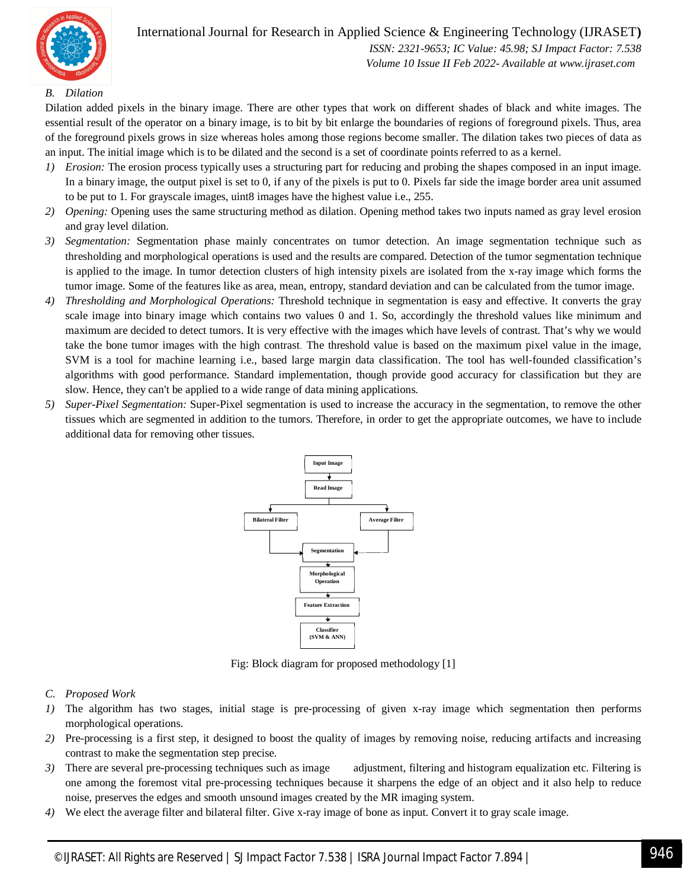### B. Dilation

Dilation added pixels in the binary image. There are other types that work on different shades of black and white images. The essential result of the operator on a binary image, is to bit by bit enlarge the boundaries of regions of foreground pixels. Thus, area of the foreground pixels grows in size whereas holes among those regions become smaller. The dilation takes two pieces of data as an input. The initial image which is to be dilated and the second is a set of coordinate points referred to as a kernel.

1) *Erosion:* The erosion process typically uses a structuring part for reducing and probing the shapes composed in an input image. In a binary image, the output pixel is set to 0, if any of the pixels is put to 0. Pixels far side the image border area unit assumed to be put to 1. For grayscale images, uint8 images have the highest value i.e., 255.
2) *Opening:* Opening uses the same structuring method as dilation. Opening method takes two inputs named as gray level erosion and gray level dilation.
3) *Segmentation:* Segmentation phase mainly concentrates on tumor detection. An image segmentation technique such as thresholding and morphological operations is used and the results are compared. Detection of the tumor segmentation technique is applied to the image. In tumor detection clusters of high intensity pixels are isolated from the x-ray image which forms the tumor image. Some of the features like as area, mean, entropy, standard deviation and can be calculated from the tumor image.
4) *Thresholding and Morphological Operations:* Threshold technique in segmentation is easy and effective. It converts the gray scale image into binary image which contains two values 0 and 1. So, accordingly the threshold values like minimum and maximum are decided to detect tumors. It is very effective with the images which have levels of contrast. That's why we would take the bone tumor images with the high contrast. The threshold value is based on the maximum pixel value in the image, SVM is a tool for machine learning i.e., based large margin data classification. The tool has well-founded classification's algorithms with good performance. Standard implementation, though provide good accuracy for classification but they are slow. Hence, they can't be applied to a wide range of data mining applications.
5) *Super-Pixel Segmentation:* Super-Pixel segmentation is used to increase the accuracy in the segmentation, to remove the other tissues which are segmented in addition to the tumors. Therefore, in order to get the appropriate outcomes, we have to include additional data for removing other tissues.

Input Image → Read Image → Bilateral Filter / Average Filter → Segmentation → Morphological Operation → Feature Extraction → Classifier (SVM & ANN)

Fig: Block diagram for proposed methodology [1]

### C. Proposed Work

1) The algorithm has two stages, initial stage is pre-processing of given x-ray image which segmentation then performs morphological operations.
2) Pre-processing is a first step, it designed to boost the quality of images by removing noise, reducing artifacts and increasing contrast to make the segmentation step precise.
3) There are several pre-processing techniques such as image adjustment, filtering and histogram equalization etc. Filtering is one among the foremost vital pre-processing techniques because it sharpens the edge of an object and it also help to reduce noise, preserves the edges and smooth unsound images created by the MR imaging system.
4) We elect the average filter and bilateral filter. Give x-ray image of bone as input. Convert it to gray scale image.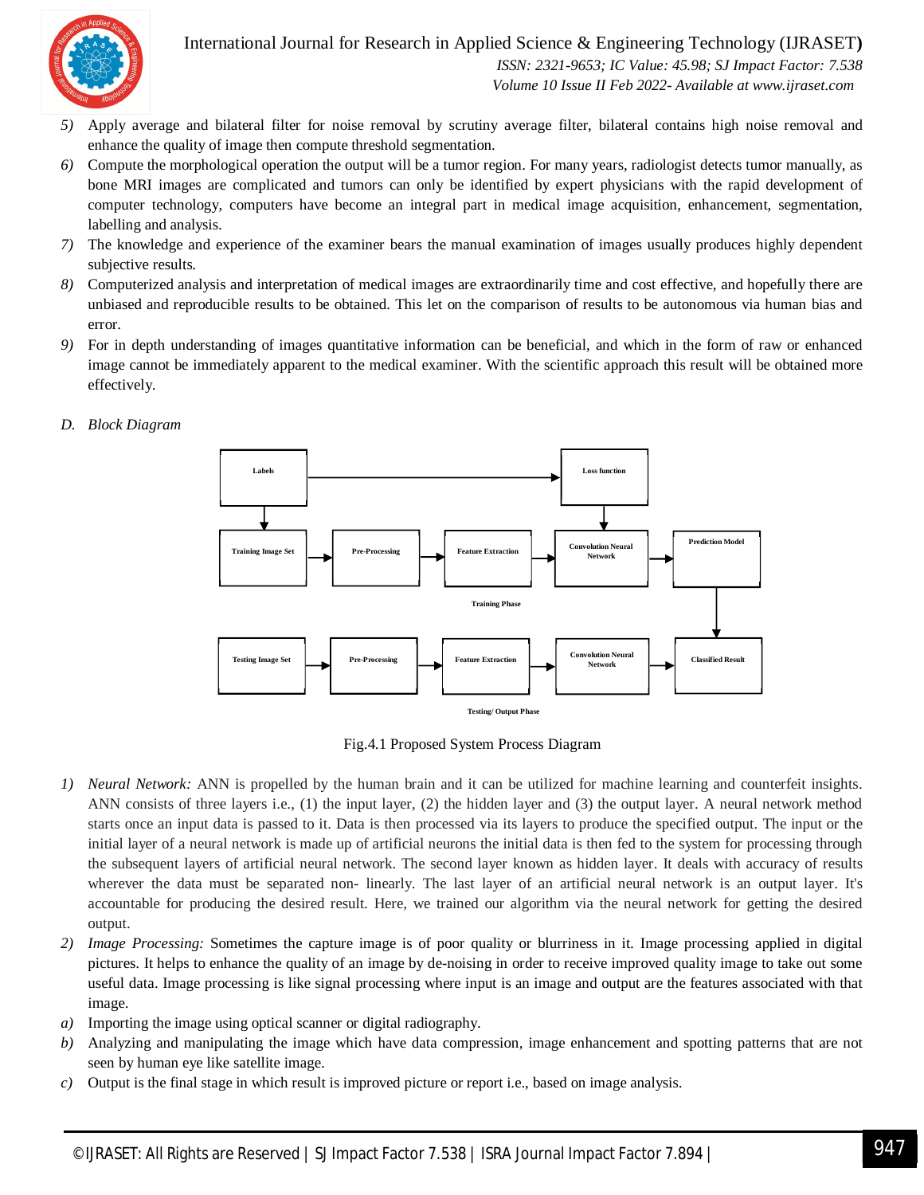5) Apply average and bilateral filter for noise removal by scrutiny average filter, bilateral contains high noise removal and enhance the quality of image then compute threshold segmentation.
6) Compute the morphological operation the output will be a tumor region. For many years, radiologist detects tumor manually, as bone MRI images are complicated and tumors can only be identified by expert physicians with the rapid development of computer technology, computers have become an integral part in medical image acquisition, enhancement, segmentation, labelling and analysis.
7) The knowledge and experience of the examiner bears the manual examination of images usually produces highly dependent subjective results.
8) Computerized analysis and interpretation of medical images are extraordinarily time and cost effective, and hopefully there are unbiased and reproducible results to be obtained. This let on the comparison of results to be autonomous via human bias and error.
9) For in depth understanding of images quantitative information can be beneficial, and which in the form of raw or enhanced image cannot be immediately apparent to the medical examiner. With the scientific approach this result will be obtained more effectively.

*D. Block Diagram*

Labels → Loss function

Training Image Set → Pre-Processing → Feature Extraction → Convolution Neural Network → Prediction Model

Training Phase

Testing Image Set → Pre-Processing → Feature Extraction → Convolution Neural Network → Classified Result

Testing/ Output Phase

Fig.4.1 Proposed System Process Diagram

1) *Neural Network:* ANN is propelled by the human brain and it can be utilized for machine learning and counterfeit insights. ANN consists of three layers i.e., (1) the input layer, (2) the hidden layer and (3) the output layer. A neural network method starts once an input data is passed to it. Data is then processed via its layers to produce the specified output. The input or the initial layer of a neural network is made up of artificial neurons the initial data is then fed to the system for processing through the subsequent layers of artificial neural network. The second layer known as hidden layer. It deals with accuracy of results wherever the data must be separated non- linearly. The last layer of an artificial neural network is an output layer. It's accountable for producing the desired result. Here, we trained our algorithm via the neural network for getting the desired output.
2) *Image Processing:* Sometimes the capture image is of poor quality or blurriness in it. Image processing applied in digital pictures. It helps to enhance the quality of an image by de-noising in order to receive improved quality image to take out some useful data. Image processing is like signal processing where input is an image and output are the features associated with that image.

a) Importing the image using optical scanner or digital radiography.
b) Analyzing and manipulating the image which have data compression, image enhancement and spotting patterns that are not seen by human eye like satellite image.
c) Output is the final stage in which result is improved picture or report i.e., based on image analysis.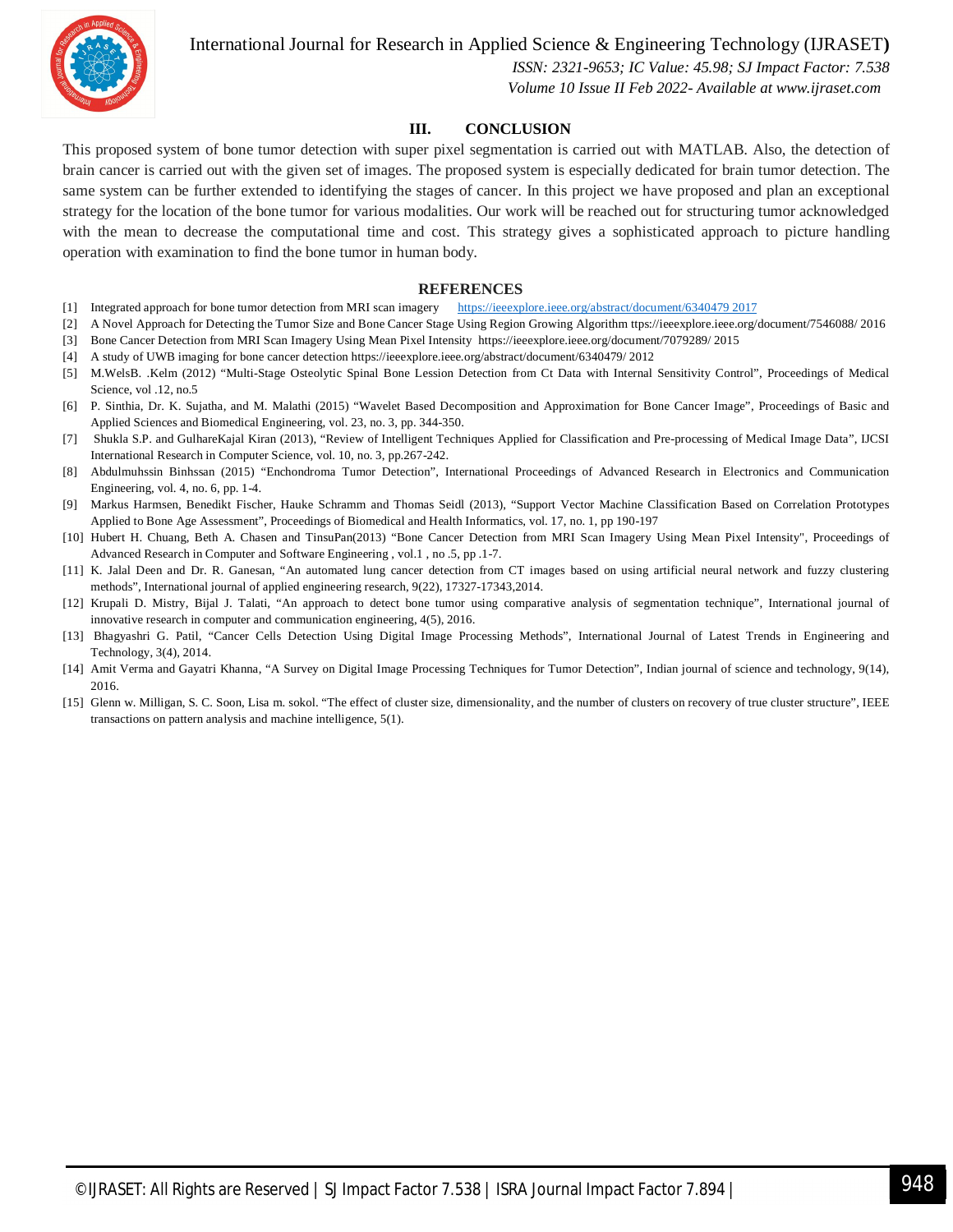## III. CONCLUSION

This proposed system of bone tumor detection with super pixel segmentation is carried out with MATLAB. Also, the detection of brain cancer is carried out with the given set of images. The proposed system is especially dedicated for brain tumor detection. The same system can be further extended to identifying the stages of cancer. In this project we have proposed and plan an exceptional strategy for the location of the bone tumor for various modalities. Our work will be reached out for structuring tumor acknowledged with the mean to decrease the computational time and cost. This strategy gives a sophisticated approach to picture handling operation with examination to find the bone tumor in human body.

## REFERENCES

[1] Integrated approach for bone tumor detection from MRI scan imagery https://ieeexplore.ieee.org/abstract/document/6340479 2017

[2] A Novel Approach for Detecting the Tumor Size and Bone Cancer Stage Using Region Growing Algorithm ttps://ieeexplore.ieee.org/document/7546088/ 2016

[3] Bone Cancer Detection from MRI Scan Imagery Using Mean Pixel Intensity https://ieeexplore.ieee.org/document/7079289/ 2015

[4] A study of UWB imaging for bone cancer detection https://ieeexplore.ieee.org/abstract/document/6340479/ 2012

[5] M.WelsB. .Kelm (2012) "Multi-Stage Osteolytic Spinal Bone Lession Detection from Ct Data with Internal Sensitivity Control", Proceedings of Medical Science, vol .12, no.5

[6] P. Sinthia, Dr. K. Sujatha, and M. Malathi (2015) "Wavelet Based Decomposition and Approximation for Bone Cancer Image", Proceedings of Basic and Applied Sciences and Biomedical Engineering, vol. 23, no. 3, pp. 344-350.

[7] Shukla S.P. and GulhareKajal Kiran (2013), "Review of Intelligent Techniques Applied for Classification and Pre-processing of Medical Image Data", IJCSI International Research in Computer Science, vol. 10, no. 3, pp.267-242.

[8] Abdulmuhssin Binhssan (2015) "Enchondroma Tumor Detection", International Proceedings of Advanced Research in Electronics and Communication Engineering, vol. 4, no. 6, pp. 1-4.

[9] Markus Harmsen, Benedikt Fischer, Hauke Schramm and Thomas Seidl (2013), "Support Vector Machine Classification Based on Correlation Prototypes Applied to Bone Age Assessment", Proceedings of Biomedical and Health Informatics, vol. 17, no. 1, pp 190-197

[10] Hubert H. Chuang, Beth A. Chasen and TinsuPan(2013) "Bone Cancer Detection from MRI Scan Imagery Using Mean Pixel Intensity", Proceedings of Advanced Research in Computer and Software Engineering , vol.1 , no .5, pp .1-7.

[11] K. Jalal Deen and Dr. R. Ganesan, "An automated lung cancer detection from CT images based on using artificial neural network and fuzzy clustering methods", International journal of applied engineering research, 9(22), 17327-17343,2014.

[12] Krupali D. Mistry, Bijal J. Talati, "An approach to detect bone tumor using comparative analysis of segmentation technique", International journal of innovative research in computer and communication engineering, 4(5), 2016.

[13] Bhagyashri G. Patil, "Cancer Cells Detection Using Digital Image Processing Methods", International Journal of Latest Trends in Engineering and Technology, 3(4), 2014.

[14] Amit Verma and Gayatri Khanna, "A Survey on Digital Image Processing Techniques for Tumor Detection", Indian journal of science and technology, 9(14), 2016.

[15] Glenn w. Milligan, S. C. Soon, Lisa m. sokol. "The effect of cluster size, dimensionality, and the number of clusters on recovery of true cluster structure", IEEE transactions on pattern analysis and machine intelligence, 5(1).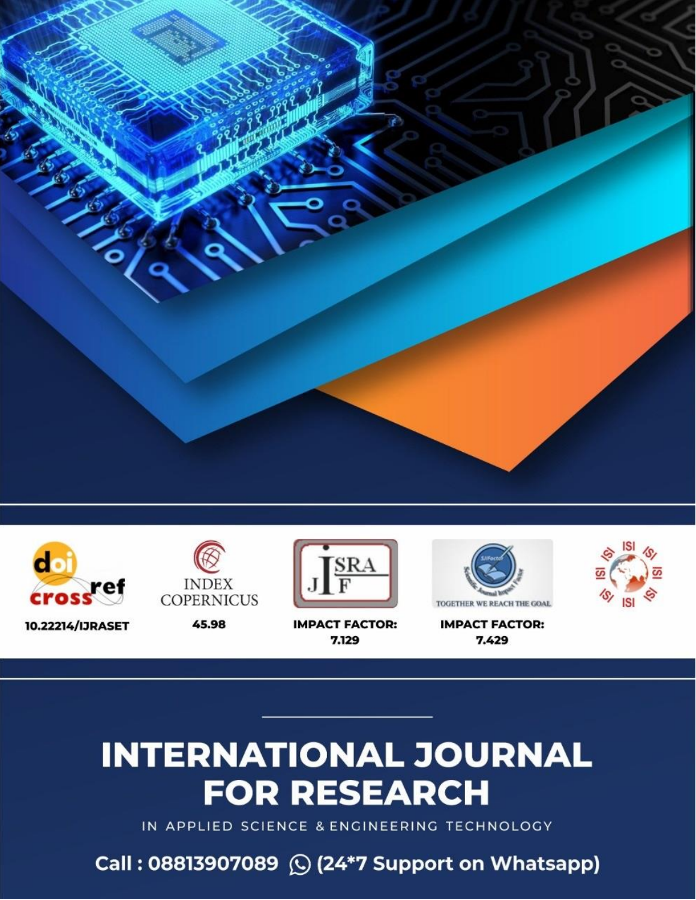10.22214/IJRASET

INDEX COPERNICUS

45.98

IMPACT FACTOR: 7.129

IMPACT FACTOR: 7.429

# INTERNATIONAL JOURNAL FOR RESEARCH

IN APPLIED SCIENCE & ENGINEERING TECHNOLOGY

Call : 08813907089 (24*7 Support on Whatsapp)